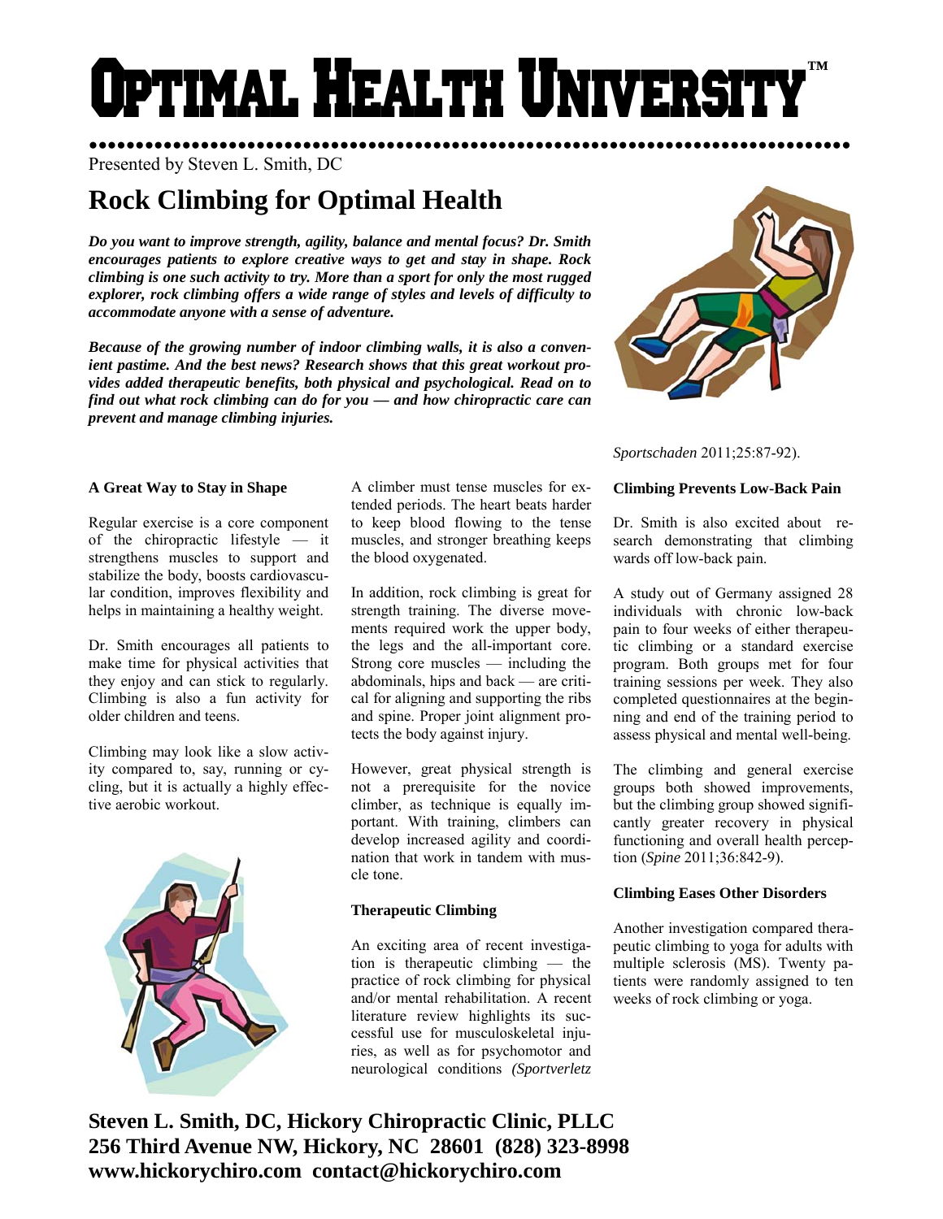# Optimal Health University™

Presented by Steven L. Smith, DC

## Rock Climbing for Optimal Health

***Do you want to improve strength, agility, balance and mental focus? Dr. Smith encourages patients to explore creative ways to get and stay in shape. Rock climbing is one such activity to try. More than a sport for only the most rugged explorer, rock climbing offers a wide range of styles and levels of difficulty to accommodate anyone with a sense of adventure.***

***Because of the growing number of indoor climbing walls, it is also a convenient pastime. And the best news? Research shows that this great workout provides added therapeutic benefits, both physical and psychological. Read on to find out what rock climbing can do for you — and how chiropractic care can prevent and manage climbing injuries.***

### A Great Way to Stay in Shape

Regular exercise is a core component of the chiropractic lifestyle — it strengthens muscles to support and stabilize the body, boosts cardiovascular condition, improves flexibility and helps in maintaining a healthy weight.

Dr. Smith encourages all patients to make time for physical activities that they enjoy and can stick to regularly. Climbing is also a fun activity for older children and teens.

Climbing may look like a slow activity compared to, say, running or cycling, but it is actually a highly effective aerobic workout.

A climber must tense muscles for extended periods. The heart beats harder to keep blood flowing to the tense muscles, and stronger breathing keeps the blood oxygenated.

In addition, rock climbing is great for strength training. The diverse movements required work the upper body, the legs and the all-important core. Strong core muscles — including the abdominals, hips and back — are critical for aligning and supporting the ribs and spine. Proper joint alignment protects the body against injury.

However, great physical strength is not a prerequisite for the novice climber, as technique is equally important. With training, climbers can develop increased agility and coordination that work in tandem with muscle tone.

### Therapeutic Climbing

An exciting area of recent investigation is therapeutic climbing — the practice of rock climbing for physical and/or mental rehabilitation. A recent literature review highlights its successful use for musculoskeletal injuries, as well as for psychomotor and neurological conditions *(Sportverletz Sportschaden* 2011;25:87-92).

### Climbing Prevents Low-Back Pain

Dr. Smith is also excited about research demonstrating that climbing wards off low-back pain.

A study out of Germany assigned 28 individuals with chronic low-back pain to four weeks of either therapeutic climbing or a standard exercise program. Both groups met for four training sessions per week. They also completed questionnaires at the beginning and end of the training period to assess physical and mental well-being.

The climbing and general exercise groups both showed improvements, but the climbing group showed significantly greater recovery in physical functioning and overall health perception (*Spine* 2011;36:842-9).

### Climbing Eases Other Disorders

Another investigation compared therapeutic climbing to yoga for adults with multiple sclerosis (MS). Twenty patients were randomly assigned to ten weeks of rock climbing or yoga.

**Steven L. Smith, DC, Hickory Chiropractic Clinic, PLLC**
**256 Third Avenue NW, Hickory, NC 28601 (828) 323-8998**
**www.hickorychiro.com contact@hickorychiro.com**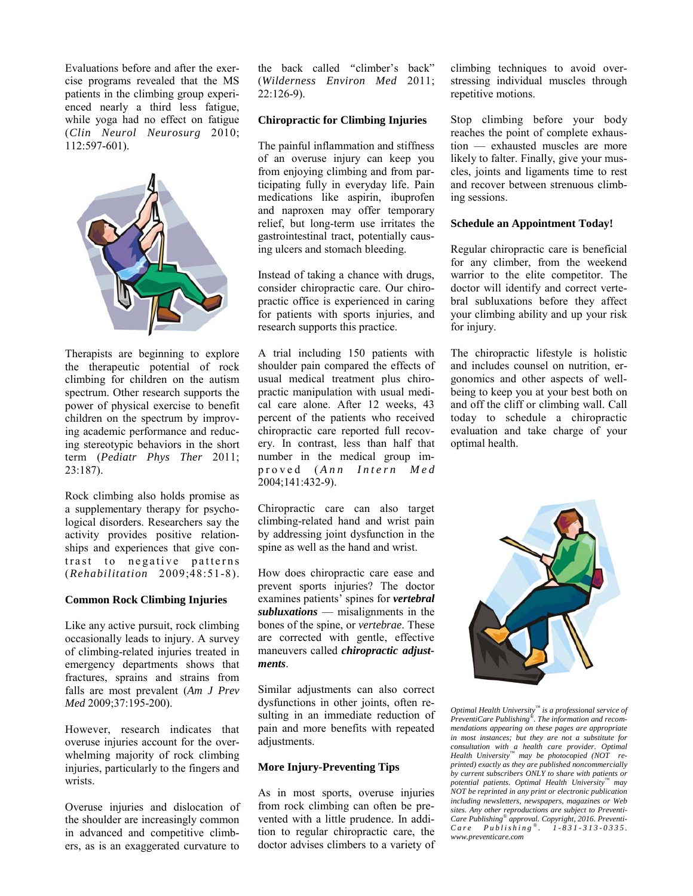Evaluations before and after the exercise programs revealed that the MS patients in the climbing group experienced nearly a third less fatigue, while yoga had no effect on fatigue (*Clin Neurol Neurosurg* 2010; 112:597-601).

Therapists are beginning to explore the therapeutic potential of rock climbing for children on the autism spectrum. Other research supports the power of physical exercise to benefit children on the spectrum by improving academic performance and reducing stereotypic behaviors in the short term (*Pediatr Phys Ther* 2011; 23:187).

Rock climbing also holds promise as a supplementary therapy for psychological disorders. Researchers say the activity provides positive relationships and experiences that give contrast to negative patterns (*Rehabilitation* 2009;48:51-8).

### Common Rock Climbing Injuries

Like any active pursuit, rock climbing occasionally leads to injury. A survey of climbing-related injuries treated in emergency departments shows that fractures, sprains and strains from falls are most prevalent (*Am J Prev Med* 2009;37:195-200).

However, research indicates that overuse injuries account for the overwhelming majority of rock climbing injuries, particularly to the fingers and wrists.

Overuse injuries and dislocation of the shoulder are increasingly common in advanced and competitive climbers, as is an exaggerated curvature to the back called "climber's back" (*Wilderness Environ Med* 2011; 22:126-9).

### Chiropractic for Climbing Injuries

The painful inflammation and stiffness of an overuse injury can keep you from enjoying climbing and from participating fully in everyday life. Pain medications like aspirin, ibuprofen and naproxen may offer temporary relief, but long-term use irritates the gastrointestinal tract, potentially causing ulcers and stomach bleeding.

Instead of taking a chance with drugs, consider chiropractic care. Our chiropractic office is experienced in caring for patients with sports injuries, and research supports this practice.

A trial including 150 patients with shoulder pain compared the effects of usual medical treatment plus chiropractic manipulation with usual medical care alone. After 12 weeks, 43 percent of the patients who received chiropractic care reported full recovery. In contrast, less than half that number in the medical group improved (*Ann Intern Med* 2004;141:432-9).

Chiropractic care can also target climbing-related hand and wrist pain by addressing joint dysfunction in the spine as well as the hand and wrist.

How does chiropractic care ease and prevent sports injuries? The doctor examines patients' spines for ***vertebral subluxations*** — misalignments in the bones of the spine, or *vertebrae*. These are corrected with gentle, effective maneuvers called ***chiropractic adjustments***.

Similar adjustments can also correct dysfunctions in other joints, often resulting in an immediate reduction of pain and more benefits with repeated adjustments.

### More Injury-Preventing Tips

As in most sports, overuse injuries from rock climbing can often be prevented with a little prudence. In addition to regular chiropractic care, the doctor advises climbers to a variety of climbing techniques to avoid overstressing individual muscles through repetitive motions.

Stop climbing before your body reaches the point of complete exhaustion — exhausted muscles are more likely to falter. Finally, give your muscles, joints and ligaments time to rest and recover between strenuous climbing sessions.

### Schedule an Appointment Today!

Regular chiropractic care is beneficial for any climber, from the weekend warrior to the elite competitor. The doctor will identify and correct vertebral subluxations before they affect your climbing ability and up your risk for injury.

The chiropractic lifestyle is holistic and includes counsel on nutrition, ergonomics and other aspects of well-being to keep you at your best both on and off the cliff or climbing wall. Call today to schedule a chiropractic evaluation and take charge of your optimal health.

*Optimal Health University™ is a professional service of PreventiCare Publishing®. The information and recommendations appearing on these pages are appropriate in most instances; but they are not a substitute for consultation with a health care provider. Optimal Health University™ may be photocopied (NOT reprinted) exactly as they are published noncommercially by current subscribers ONLY to share with patients or potential patients. Optimal Health University™ may NOT be reprinted in any print or electronic publication including newsletters, newspapers, magazines or Web sites. Any other reproductions are subject to PreventiCare Publishing® approval. Copyright, 2016. PreventiCare Publishing®. 1-831-313-0335. www.preventicare.com*